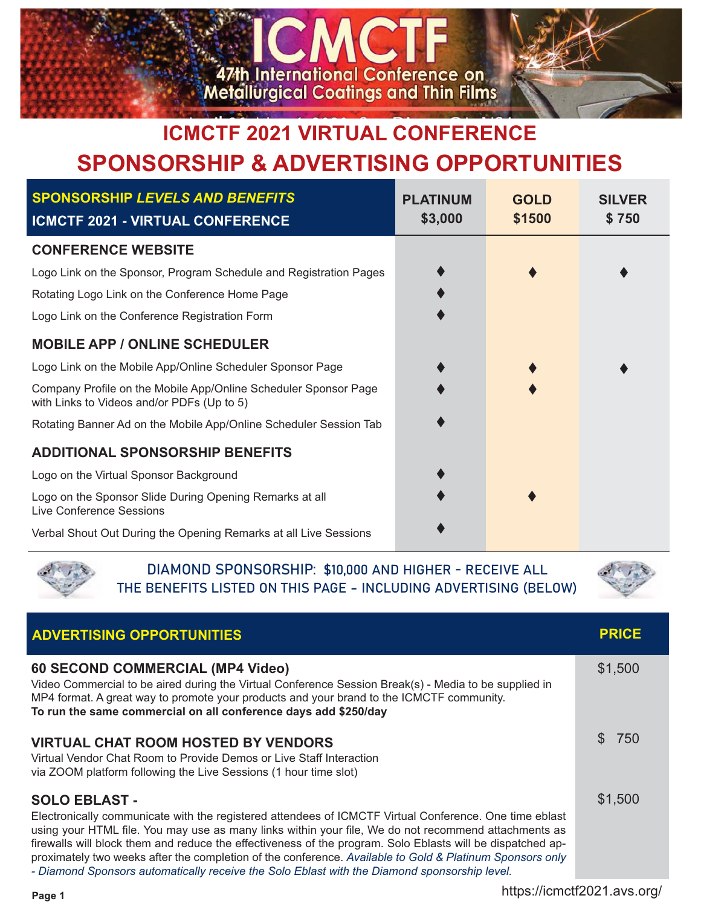# ICMCTF

## 47th International Conference on Metallurgical Coatings and Thin Films

# ICMCTF 2021 VIRTUAL CONFERENCE

# SPONSORSHIP & ADVERTISING OPPORTUNITIES

| **SPONSORSHIP** ***LEVELS AND BENEFITS*** **ICMCTF 2021 - VIRTUAL CONFERENCE** | **PLATINUM $3,000** | **GOLD $1500** | **SILVER $ 750** |
|---|---|---|---|
| **CONFERENCE WEBSITE** | | | |
| Logo Link on the Sponsor, Program Schedule and Registration Pages | ♦ | ♦ | ♦ |
| Rotating Logo Link on the Conference Home Page | ♦ | | |
| Logo Link on the Conference Registration Form | ♦ | | |
| **MOBILE APP / ONLINE SCHEDULER** | | | |
| Logo Link on the Mobile App/Online Scheduler Sponsor Page | ♦ | ♦ | ♦ |
| Company Profile on the Mobile App/Online Scheduler Sponsor Page with Links to Videos and/or PDFs (Up to 5) | ♦ | ♦ | |
| Rotating Banner Ad on the Mobile App/Online Scheduler Session Tab | ♦ | | |
| **ADDITIONAL SPONSORSHIP BENEFITS** | | | |
| Logo on the Virtual Sponsor Background | ♦ | | |
| Logo on the Sponsor Slide During Opening Remarks at all Live Conference Sessions | ♦ | ♦ | |
| Verbal Shout Out During the Opening Remarks at all Live Sessions | ♦ | | |

**DIAMOND SPONSORSHIP: $10,000 AND HIGHER - RECEIVE ALL THE BENEFITS LISTED ON THIS PAGE - INCLUDING ADVERTISING (BELOW)**

| **ADVERTISING OPPORTUNITIES** | **PRICE** |
|---|---|
| **60 SECOND COMMERCIAL (MP4 Video)** Video Commercial to be aired during the Virtual Conference Session Break(s) - Media to be supplied in MP4 format. A great way to promote your products and your brand to the ICMCTF community. **To run the same commercial on all conference days add $250/day** | $1,500 |
| **VIRTUAL CHAT ROOM HOSTED BY VENDORS** Virtual Vendor Chat Room to Provide Demos or Live Staff Interaction via ZOOM platform following the Live Sessions (1 hour time slot) | $ 750 |
| **SOLO EBLAST -** Electronically communicate with the registered attendees of ICMCTF Virtual Conference. One time eblast using your HTML file. You may use as many links within your file, We do not recommend attachments as firewalls will block them and reduce the effectiveness of the program. Solo Eblasts will be dispatched approximately two weeks after the completion of the conference. *Available to Gold & Platinum Sponsors only - Diamond Sponsors automatically receive the Solo Eblast with the Diamond sponsorship level.* | $1,500 |

https://icmctf2021.avs.org/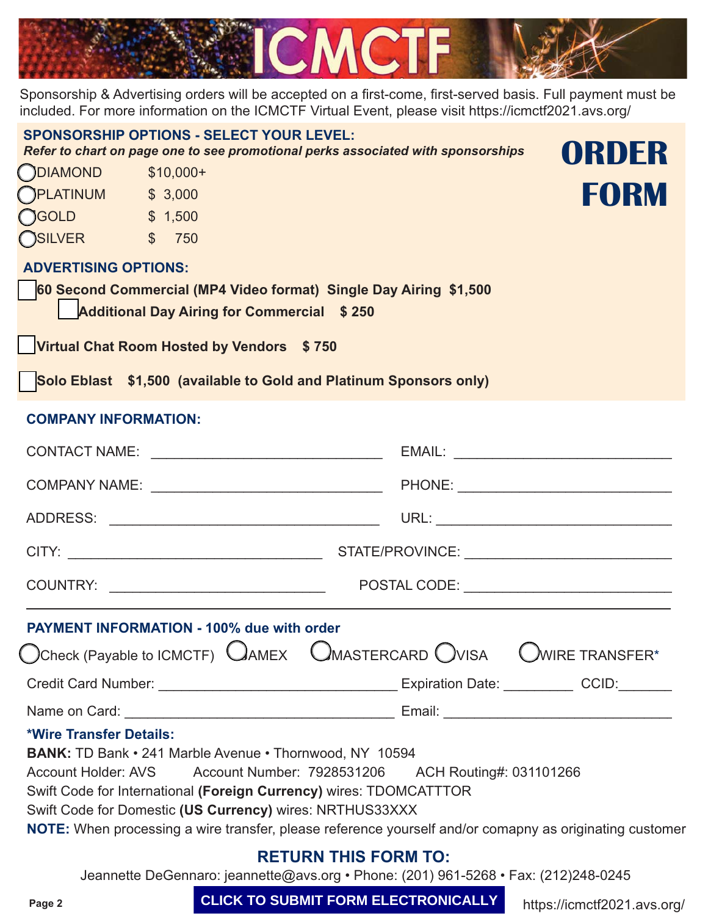# ICMCTF

Sponsorship & Advertising orders will be accepted on a first-come, first-served basis. Full payment must be included. For more information on the ICMCTF Virtual Event, please visit https://icmctf2021.avs.org/

# ORDER FORM

## SPONSORSHIP OPTIONS - SELECT YOUR LEVEL:

***Refer to chart on page one to see promotional perks associated with sponsorships***

- ◯ DIAMOND $10,000+
- ◯ PLATINUM $ 3,000
- ◯ GOLD $ 1,500
- ◯ SILVER $ 750

## ADVERTISING OPTIONS:

- ☐ **60 Second Commercial (MP4 Video format) Single Day Airing $1,500**
  - ☐ **Additional Day Airing for Commercial $ 250**
- ☐ **Virtual Chat Room Hosted by Vendors $ 750**
- ☐ **Solo Eblast $1,500 (available to Gold and Platinum Sponsors only)**

## COMPANY INFORMATION:

CONTACT NAME: ______________________________ EMAIL: ____________________________

COMPANY NAME: ______________________________ PHONE: ____________________________

ADDRESS: ___________________________________ URL: ______________________________

CITY: _________________________________ STATE/PROVINCE: __________________________

COUNTRY: ___________________________ POSTAL CODE: __________________________

## PAYMENT INFORMATION - 100% due with order

◯ Check (Payable to ICMCTF) ◯ AMEX ◯ MASTERCARD ◯ VISA ◯ WIRE TRANSFER*

Credit Card Number: ______________________________ Expiration Date: _________ CCID:_______

Name on Card: __________________________________ Email: ______________________________

### *Wire Transfer Details:

**BANK:** TD Bank • 241 Marble Avenue • Thornwood, NY 10594

Account Holder: AVS Account Number: 7928531206 ACH Routing#: 031101266

Swift Code for International **(Foreign Currency)** wires: TDOMCATTTOR

Swift Code for Domestic **(US Currency)** wires: NRTHUS33XXX

**NOTE:** When processing a wire transfer, please reference yourself and/or comapny as originating customer

## RETURN THIS FORM TO:

Jeannette DeGennaro: jeannette@avs.org • Phone: (201) 961-5268 • Fax: (212)248-0245

**CLICK TO SUBMIT FORM ELECTRONICALLY**

https://icmctf2021.avs.org/